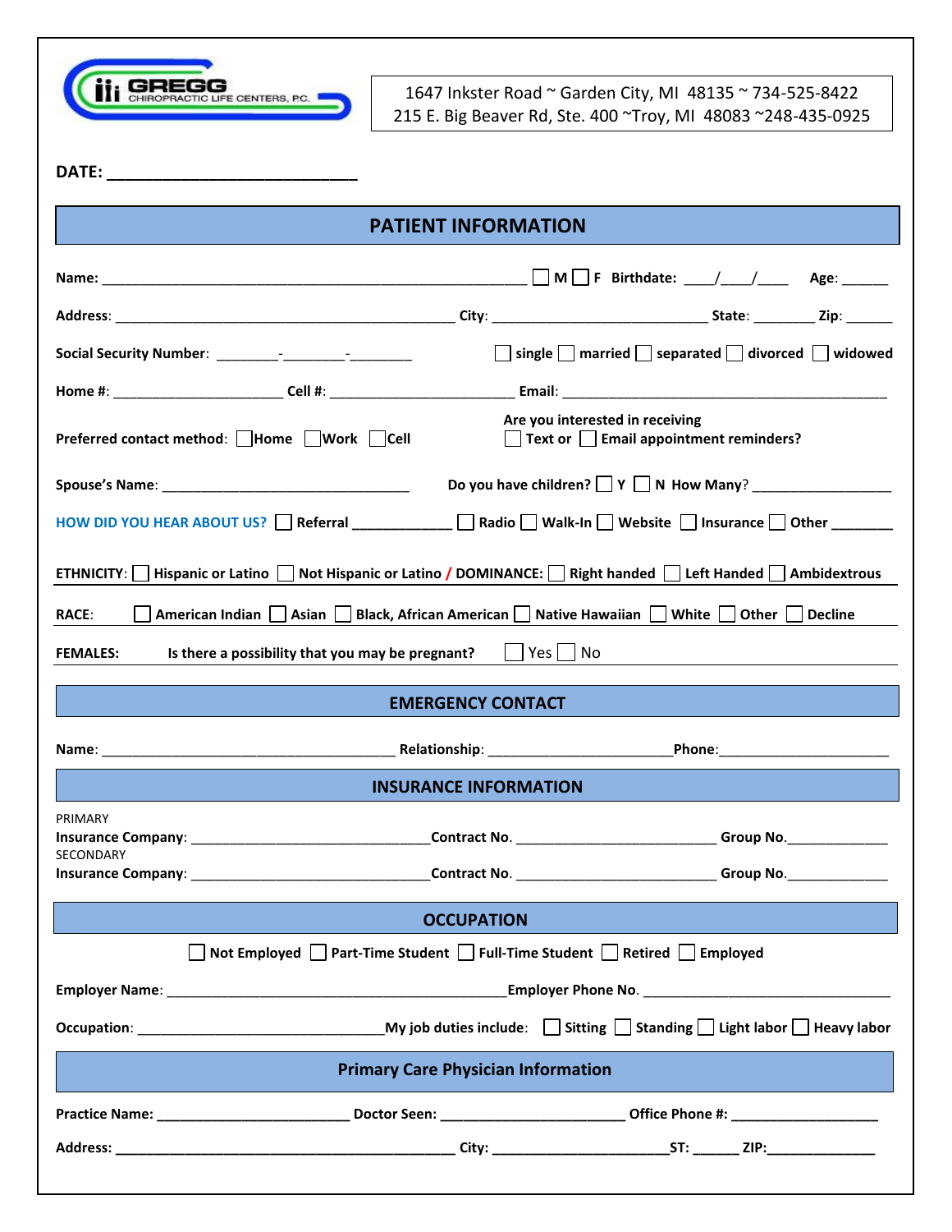GREGG CHIROPRACTIC LIFE CENTERS, P.C.

1647 Inkster Road ~ Garden City, MI 48135 ~ 734-525-8422
215 E. Big Beaver Rd, Ste. 400 ~Troy, MI 48083 ~248-435-0925

**DATE:** ___________________________

## PATIENT INFORMATION

**Name:** ______________________________________________ ☐ **M** ☐ **F** **Birthdate:** ___/___/___ **Age:** _____

**Address:** __________________________________________ **City:** ________________________ **State:** _______ **Zip:** _____

**Social Security Number:** _______-_______-_______ ☐ **single** ☐ **married** ☐ **separated** ☐ **divorced** ☐ **widowed**

**Home #:** ___________________ **Cell #:** ____________________ **Email:** ____________________________________

**Preferred contact method:** ☐**Home** ☐**Work** ☐**Cell**

**Are you interested in receiving** ☐ **Text or** ☐ **Email appointment reminders?**

**Spouse's Name:** ____________________________ **Do you have children?** ☐ **Y** ☐ **N How Many?** ________________

**HOW DID YOU HEAR ABOUT US?** ☐ **Referral** ___________ ☐ **Radio** ☐ **Walk-In** ☐ **Website** ☐ **Insurance** ☐ **Other** _______

**ETHNICITY:** ☐ **Hispanic or Latino** ☐ **Not Hispanic or Latino** / **DOMINANCE:** ☐ **Right handed** ☐ **Left Handed** ☐ **Ambidextrous**

**RACE:** ☐ **American Indian** ☐ **Asian** ☐ **Black, African American** ☐ **Native Hawaiian** ☐ **White** ☐ **Other** ☐ **Decline**

**FEMALES:** **Is there a possibility that you may be pregnant?** ☐ Yes ☐ No

## EMERGENCY CONTACT

**Name:** _________________________________ **Relationship:** _____________________**Phone:**____________________

## INSURANCE INFORMATION

PRIMARY
**Insurance Company:** ____________________________**Contract No.** _______________________ **Group No.**____________

SECONDARY
**Insurance Company:** ____________________________**Contract No.** _______________________ **Group No.**____________

## OCCUPATION

☐ **Not Employed** ☐ **Part-Time Student** ☐ **Full-Time Student** ☐ **Retired** ☐ **Employed**

**Employer Name:** ______________________________________**Employer Phone No.** ____________________________

**Occupation:** _____________________________**My job duties include:** ☐ **Sitting** ☐ **Standing** ☐ **Light labor** ☐ **Heavy labor**

## Primary Care Physician Information

**Practice Name:** ______________________ **Doctor Seen:** _____________________ **Office Phone #:** _________________

**Address:** ______________________________________ **City:** ____________________**ST:** _____ **ZIP:**____________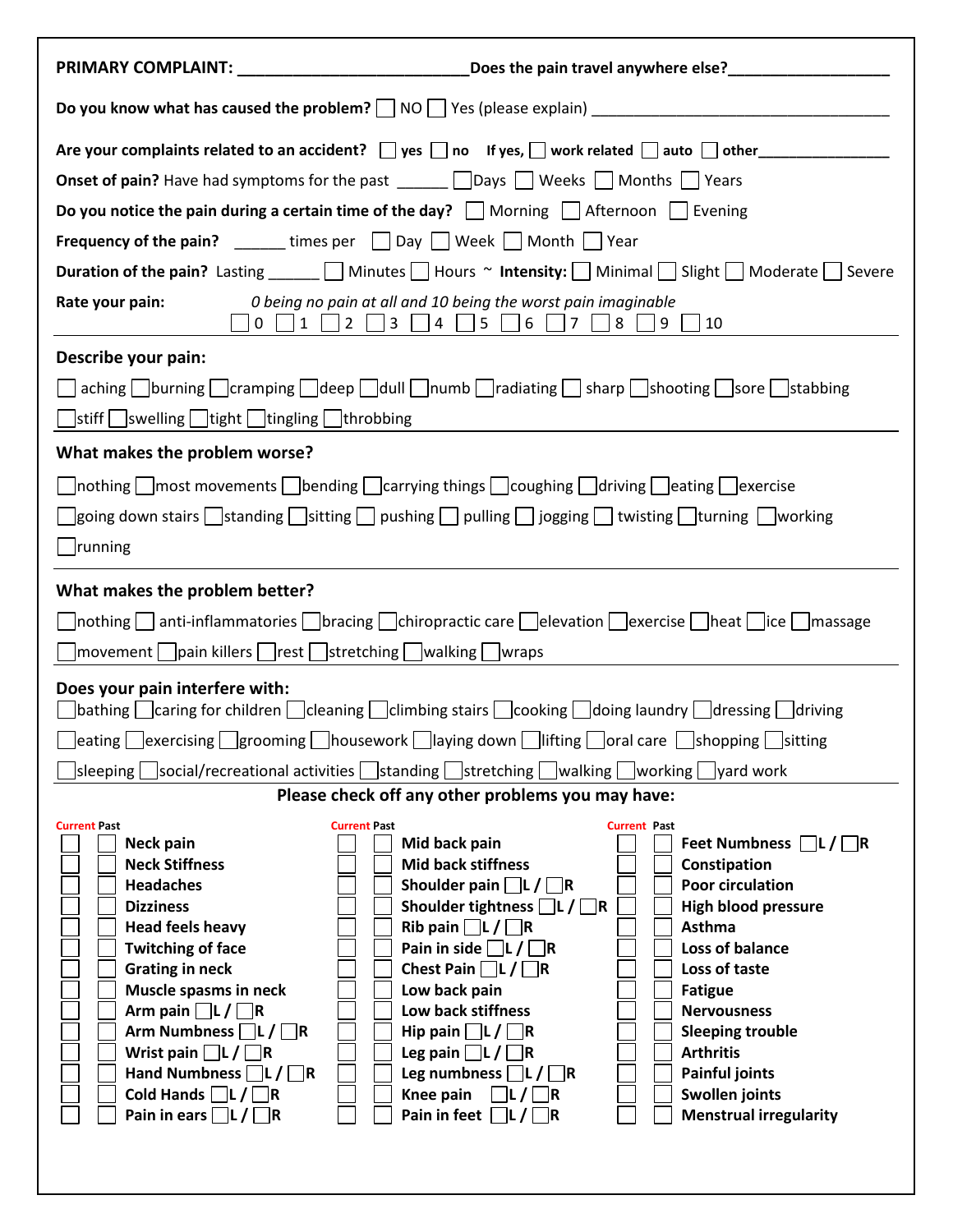**PRIMARY COMPLAINT:** ___________________________ **Does the pain travel anywhere else?** ___________________

**Do you know what has caused the problem?** ☐ NO ☐ Yes (please explain) ______________________________________

**Are your complaints related to an accident?** ☐ yes ☐ no **If yes,** ☐ work related ☐ auto ☐ other________________

**Onset of pain?** Have had symptoms for the past ______ ☐ Days ☐ Weeks ☐ Months ☐ Years

**Do you notice the pain during a certain time of the day?** ☐ Morning ☐ Afternoon ☐ Evening

**Frequency of the pain?** ______ times per ☐ Day ☐ Week ☐ Month ☐ Year

**Duration of the pain?** Lasting ______ ☐ Minutes ☐ Hours ~ **Intensity:** ☐ Minimal ☐ Slight ☐ Moderate ☐ Severe

**Rate your pain:** *0 being no pain at all and 10 being the worst pain imaginable*

☐ 0 ☐ 1 ☐ 2 ☐ 3 ☐ 4 ☐ 5 ☐ 6 ☐ 7 ☐ 8 ☐ 9 ☐ 10

**Describe your pain:**

☐ aching ☐ burning ☐ cramping ☐ deep ☐ dull ☐ numb ☐ radiating ☐ sharp ☐ shooting ☐ sore ☐ stabbing

☐ stiff ☐ swelling ☐ tight ☐ tingling ☐ throbbing

**What makes the problem worse?**

☐ nothing ☐ most movements ☐ bending ☐ carrying things ☐ coughing ☐ driving ☐ eating ☐ exercise

☐ going down stairs ☐ standing ☐ sitting ☐ pushing ☐ pulling ☐ jogging ☐ twisting ☐ turning ☐ working

☐ running

**What makes the problem better?**

☐ nothing ☐ anti-inflammatories ☐ bracing ☐ chiropractic care ☐ elevation ☐ exercise ☐ heat ☐ ice ☐ massage

☐ movement ☐ pain killers ☐ rest ☐ stretching ☐ walking ☐ wraps

**Does your pain interfere with:**

☐ bathing ☐ caring for children ☐ cleaning ☐ climbing stairs ☐ cooking ☐ doing laundry ☐ dressing ☐ driving

☐ eating ☐ exercising ☐ grooming ☐ housework ☐ laying down ☐ lifting ☐ oral care ☐ shopping ☐ sitting

☐ sleeping ☐ social/recreational activities ☐ standing ☐ stretching ☐ walking ☐ working ☐ yard work

**Please check off any other problems you may have:**

| Current | Past | | Current | Past | | Current | Past | |
|---|---|---|---|---|---|---|---|---|
| ☐ | ☐ | **Neck pain** | ☐ | ☐ | **Mid back pain** | ☐ | ☐ | **Feet Numbness** ☐ **L** / ☐ **R** |
| ☐ | ☐ | **Neck Stiffness** | ☐ | ☐ | **Mid back stiffness** | ☐ | ☐ | **Constipation** |
| ☐ | ☐ | **Headaches** | ☐ | ☐ | **Shoulder pain** ☐ **L** / ☐ **R** | ☐ | ☐ | **Poor circulation** |
| ☐ | ☐ | **Dizziness** | ☐ | ☐ | **Shoulder tightness** ☐ **L** / ☐ **R** | ☐ | ☐ | **High blood pressure** |
| ☐ | ☐ | **Head feels heavy** | ☐ | ☐ | **Rib pain** ☐ **L** / ☐ **R** | ☐ | ☐ | **Asthma** |
| ☐ | ☐ | **Twitching of face** | ☐ | ☐ | **Pain in side** ☐ **L** / ☐ **R** | ☐ | ☐ | **Loss of balance** |
| ☐ | ☐ | **Grating in neck** | ☐ | ☐ | **Chest Pain** ☐ **L** / ☐ **R** | ☐ | ☐ | **Loss of taste** |
| ☐ | ☐ | **Muscle spasms in neck** | ☐ | ☐ | **Low back pain** | ☐ | ☐ | **Fatigue** |
| ☐ | ☐ | **Arm pain** ☐ **L** / ☐ **R** | ☐ | ☐ | **Low back stiffness** | ☐ | ☐ | **Nervousness** |
| ☐ | ☐ | **Arm Numbness** ☐ **L** / ☐ **R** | ☐ | ☐ | **Hip pain** ☐ **L** / ☐ **R** | ☐ | ☐ | **Sleeping trouble** |
| ☐ | ☐ | **Wrist pain** ☐ **L** / ☐ **R** | ☐ | ☐ | **Leg pain** ☐ **L** / ☐ **R** | ☐ | ☐ | **Arthritis** |
| ☐ | ☐ | **Hand Numbness** ☐ **L** / ☐ **R** | ☐ | ☐ | **Leg numbness** ☐ **L** / ☐ **R** | ☐ | ☐ | **Painful joints** |
| ☐ | ☐ | **Cold Hands** ☐ **L** / ☐ **R** | ☐ | ☐ | **Knee pain** ☐ **L** / ☐ **R** | ☐ | ☐ | **Swollen joints** |
| ☐ | ☐ | **Pain in ears** ☐ **L** / ☐ **R** | ☐ | ☐ | **Pain in feet** ☐ **L** / ☐ **R** | ☐ | ☐ | **Menstrual irregularity** |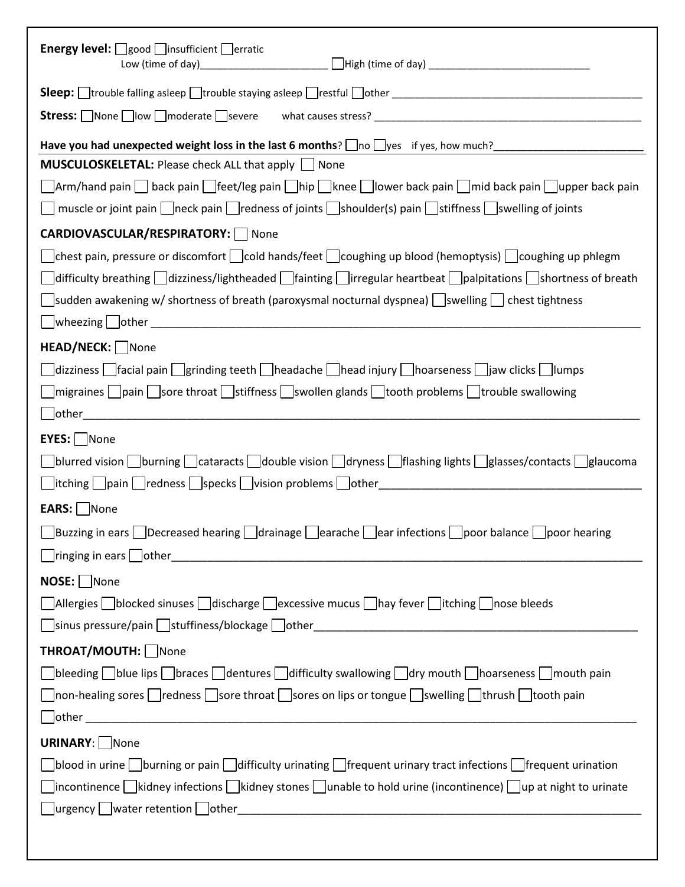**Energy level:** ☐ good ☐ insufficient ☐ erratic
Low (time of day)_______________________ ☐ High (time of day) ____________________________

**Sleep:** ☐ trouble falling asleep ☐ trouble staying asleep ☐ restful ☐ other ___________________________________________

**Stress:** ☐ None ☐ low ☐ moderate ☐ severe  what causes stress? ______________________________________________

**Have you had unexpected weight loss in the last 6 months**? ☐ no ☐ yes if yes, how much?__________________________

**MUSCULOSKELETAL:** Please check ALL that apply ☐ None

☐ Arm/hand pain ☐ back pain ☐ feet/leg pain ☐ hip ☐ knee ☐ lower back pain ☐ mid back pain ☐ upper back pain
☐ muscle or joint pain ☐ neck pain ☐ redness of joints ☐ shoulder(s) pain ☐ stiffness ☐ swelling of joints

**CARDIOVASCULAR/RESPIRATORY:** ☐ None

☐ chest pain, pressure or discomfort ☐ cold hands/feet ☐ coughing up blood (hemoptysis) ☐ coughing up phlegm
☐ difficulty breathing ☐ dizziness/lightheaded ☐ fainting ☐ irregular heartbeat ☐ palpitations ☐ shortness of breath
☐ sudden awakening w/ shortness of breath (paroxysmal nocturnal dyspnea) ☐ swelling ☐ chest tightness
☐ wheezing ☐ other ________________________________________________________________________________

**HEAD/NECK:** ☐ None

☐ dizziness ☐ facial pain ☐ grinding teeth ☐ headache ☐ head injury ☐ hoarseness ☐ jaw clicks ☐ lumps
☐ migraines ☐ pain ☐ sore throat ☐ stiffness ☐ swollen glands ☐ tooth problems ☐ trouble swallowing
☐ other_____________________________________________________________________________________________

**EYES:** ☐ None

☐ blurred vision ☐ burning ☐ cataracts ☐ double vision ☐ dryness ☐ flashing lights ☐ glasses/contacts ☐ glaucoma
☐ itching ☐ pain ☐ redness ☐ specks ☐ vision problems ☐ other__________________________________________

**EARS:** ☐ None

☐ Buzzing in ears ☐ Decreased hearing ☐ drainage ☐ earache ☐ ear infections ☐ poor balance ☐ poor hearing
☐ ringing in ears ☐ other_____________________________________________________________________________

**NOSE:** ☐ None

☐ Allergies ☐ blocked sinuses ☐ discharge ☐ excessive mucus ☐ hay fever ☐ itching ☐ nose bleeds
☐ sinus pressure/pain ☐ stuffiness/blockage ☐ other______________________________________________________

**THROAT/MOUTH:** ☐ None

☐ bleeding ☐ blue lips ☐ braces ☐ dentures ☐ difficulty swallowing ☐ dry mouth ☐ hoarseness ☐ mouth pain
☐ non-healing sores ☐ redness ☐ sore throat ☐ sores on lips or tongue ☐ swelling ☐ thrush ☐ tooth pain
☐ other ______________________________________________________________________________________________

**URINARY**: ☐ None

☐ blood in urine ☐ burning or pain ☐ difficulty urinating ☐ frequent urinary tract infections ☐ frequent urination
☐ incontinence ☐ kidney infections ☐ kidney stones ☐ unable to hold urine (incontinence) ☐ up at night to urinate
☐ urgency ☐ water retention ☐ other___________________________________________________________________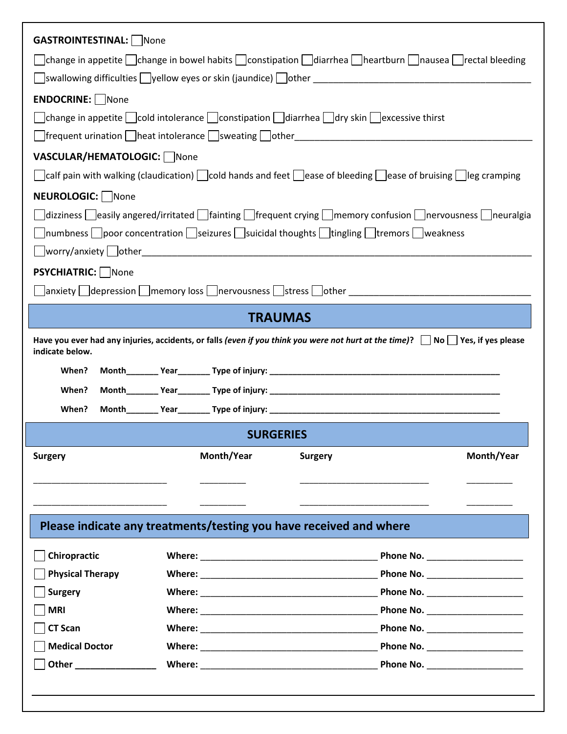**GASTROINTESTINAL:** ☐ None

☐ change in appetite ☐ change in bowel habits ☐ constipation ☐ diarrhea ☐ heartburn ☐ nausea ☐ rectal bleeding

☐ swallowing difficulties ☐ yellow eyes or skin (jaundice) ☐ other ____________________

**ENDOCRINE:** ☐ None

☐ change in appetite ☐ cold intolerance ☐ constipation ☐ diarrhea ☐ dry skin ☐ excessive thirst

☐ frequent urination ☐ heat intolerance ☐ sweating ☐ other ____________________

**VASCULAR/HEMATOLOGIC:** ☐ None

☐ calf pain with walking (claudication) ☐ cold hands and feet ☐ ease of bleeding ☐ ease of bruising ☐ leg cramping

**NEUROLOGIC:** ☐ None

☐ dizziness ☐ easily angered/irritated ☐ fainting ☐ frequent crying ☐ memory confusion ☐ nervousness ☐ neuralgia

☐ numbness ☐ poor concentration ☐ seizures ☐ suicidal thoughts ☐ tingling ☐ tremors ☐ weakness

☐ worry/anxiety ☐ other ____________________

**PSYCHIATRIC:** ☐ None

☐ anxiety ☐ depression ☐ memory loss ☐ nervousness ☐ stress ☐ other ____________________

## TRAUMAS

**Have you ever had any injuries, accidents, or falls *(even if you think you were not hurt at the time)*? ☐ No ☐ Yes, if yes please indicate below.**

**When? Month_______ Year_______ Type of injury: ____________________**

**When? Month_______ Year_______ Type of injury: ____________________**

**When? Month_______ Year_______ Type of injury: ____________________**

## SURGERIES

| Surgery | Month/Year | Surgery | Month/Year |
|---|---|---|---|
| ____________________ | _________ | ____________________ | _________ |
| ____________________ | _________ | ____________________ | _________ |

## Please indicate any treatments/testing you have received and where

| | | |
|---|---|---|
| ☐ **Chiropractic** | **Where:** ____________________ | **Phone No.** ____________________ |
| ☐ **Physical Therapy** | **Where:** ____________________ | **Phone No.** ____________________ |
| ☐ **Surgery** | **Where:** ____________________ | **Phone No.** ____________________ |
| ☐ **MRI** | **Where:** ____________________ | **Phone No.** ____________________ |
| ☐ **CT Scan** | **Where:** ____________________ | **Phone No.** ____________________ |
| ☐ **Medical Doctor** | **Where:** ____________________ | **Phone No.** ____________________ |
| ☐ **Other** ________________ | **Where:** ____________________ | **Phone No.** ____________________ |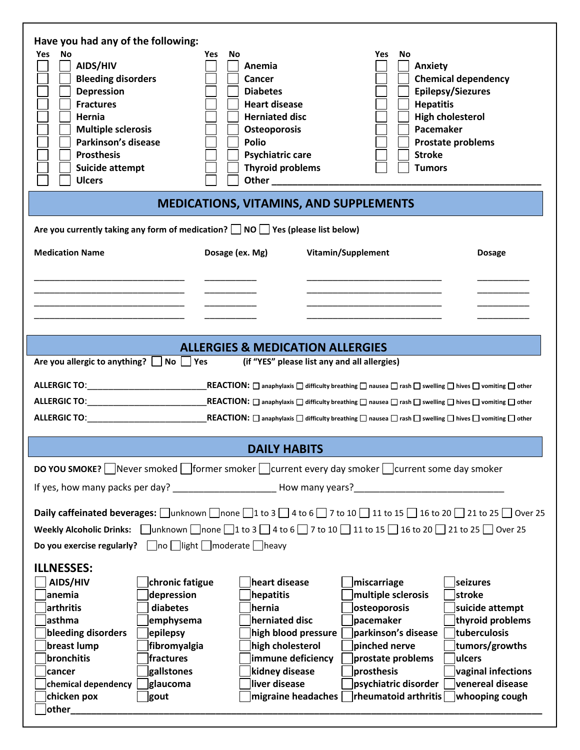**Have you had any of the following:**

| Yes | No | | Yes | No | | Yes | No | |
|---|---|---|---|---|---|---|---|---|
| ☐ | ☐ | **AIDS/HIV** | ☐ | ☐ | **Anemia** | ☐ | ☐ | **Anxiety** |
| ☐ | ☐ | **Bleeding disorders** | ☐ | ☐ | **Cancer** | ☐ | ☐ | **Chemical dependency** |
| ☐ | ☐ | **Depression** | ☐ | ☐ | **Diabetes** | ☐ | ☐ | **Epilepsy/Siezures** |
| ☐ | ☐ | **Fractures** | ☐ | ☐ | **Heart disease** | ☐ | ☐ | **Hepatitis** |
| ☐ | ☐ | **Hernia** | ☐ | ☐ | **Herniated disc** | ☐ | ☐ | **High cholesterol** |
| ☐ | ☐ | **Multiple sclerosis** | ☐ | ☐ | **Osteoporosis** | ☐ | ☐ | **Pacemaker** |
| ☐ | ☐ | **Parkinson's disease** | ☐ | ☐ | **Polio** | ☐ | ☐ | **Prostate problems** |
| ☐ | ☐ | **Prosthesis** | ☐ | ☐ | **Psychiatric care** | ☐ | ☐ | **Stroke** |
| ☐ | ☐ | **Suicide attempt** | ☐ | ☐ | **Thyroid problems** | ☐ | ☐ | **Tumors** |
| ☐ | ☐ | **Ulcers** | ☐ | ☐ | **Other** ______________________________ | | | |

## MEDICATIONS, VITAMINS, AND SUPPLEMENTS

**Are you currently taking any form of medication?** ☐ **NO** ☐ **Yes (please list below)**

| Medication Name | Dosage (ex. Mg) | Vitamin/Supplement | Dosage |
|---|---|---|---|
| ______________________ | __________ | ______________________ | __________ |
| ______________________ | __________ | ______________________ | __________ |
| ______________________ | __________ | ______________________ | __________ |
| ______________________ | __________ | ______________________ | __________ |

## ALLERGIES & MEDICATION ALLERGIES

**Are you allergic to anything?** ☐ **No** ☐ **Yes** **(if "YES" please list any and all allergies)**

**ALLERGIC TO:**________________________ **REACTION:** ☐ anaphylaxis ☐ difficulty breathing ☐ nausea ☐ rash ☐ swelling ☐ hives ☐ vomiting ☐ other

**ALLERGIC TO:**________________________ **REACTION:** ☐ anaphylaxis ☐ difficulty breathing ☐ nausea ☐ rash ☐ swelling ☐ hives ☐ vomiting ☐ other

**ALLERGIC TO:**________________________ **REACTION:** ☐ anaphylaxis ☐ difficulty breathing ☐ nausea ☐ rash ☐ swelling ☐ hives ☐ vomiting ☐ other

## DAILY HABITS

**DO YOU SMOKE?** ☐ Never smoked ☐ former smoker ☐ current every day smoker ☐ current some day smoker

If yes, how many packs per day? ____________________ How many years?______________________________

**Daily caffeinated beverages:** ☐ unknown ☐ none ☐ 1 to 3 ☐ 4 to 6 ☐ 7 to 10 ☐ 11 to 15 ☐ 16 to 20 ☐ 21 to 25 ☐ Over 25

**Weekly Alcoholic Drinks:** ☐ unknown ☐ none ☐ 1 to 3 ☐ 4 to 6 ☐ 7 to 10 ☐ 11 to 15 ☐ 16 to 20 ☐ 21 to 25 ☐ Over 25

**Do you exercise regularly?** ☐ no ☐ light ☐ moderate ☐ heavy

## ILLNESSES:

| | | | | |
|---|---|---|---|---|
| ☐ **AIDS/HIV** | ☐ **chronic fatigue** | ☐ **heart disease** | ☐ **miscarriage** | ☐ **seizures** |
| ☐ **anemia** | ☐ **depression** | ☐ **hepatitis** | ☐ **multiple sclerosis** | ☐ **stroke** |
| ☐ **arthritis** | ☐ **diabetes** | ☐ **hernia** | ☐ **osteoporosis** | ☐ **suicide attempt** |
| ☐ **asthma** | ☐ **emphysema** | ☐ **herniated disc** | ☐ **pacemaker** | ☐ **thyroid problems** |
| ☐ **bleeding disorders** | ☐ **epilepsy** | ☐ **high blood pressure** | ☐ **parkinson's disease** | ☐ **tuberculosis** |
| ☐ **breast lump** | ☐ **fibromyalgia** | ☐ **high cholesterol** | ☐ **pinched nerve** | ☐ **tumors/growths** |
| ☐ **bronchitis** | ☐ **fractures** | ☐ **immune deficiency** | ☐ **prostate problems** | ☐ **ulcers** |
| ☐ **cancer** | ☐ **gallstones** | ☐ **kidney disease** | ☐ **prosthesis** | ☐ **vaginal infections** |
| ☐ **chemical dependency** | ☐ **glaucoma** | ☐ **liver disease** | ☐ **psychiatric disorder** | ☐ **venereal disease** |
| ☐ **chicken pox** | ☐ **gout** | ☐ **migraine headaches** | ☐ **rheumatoid arthritis** | ☐ **whooping cough** |

☐ **other**__________________________________________________________________________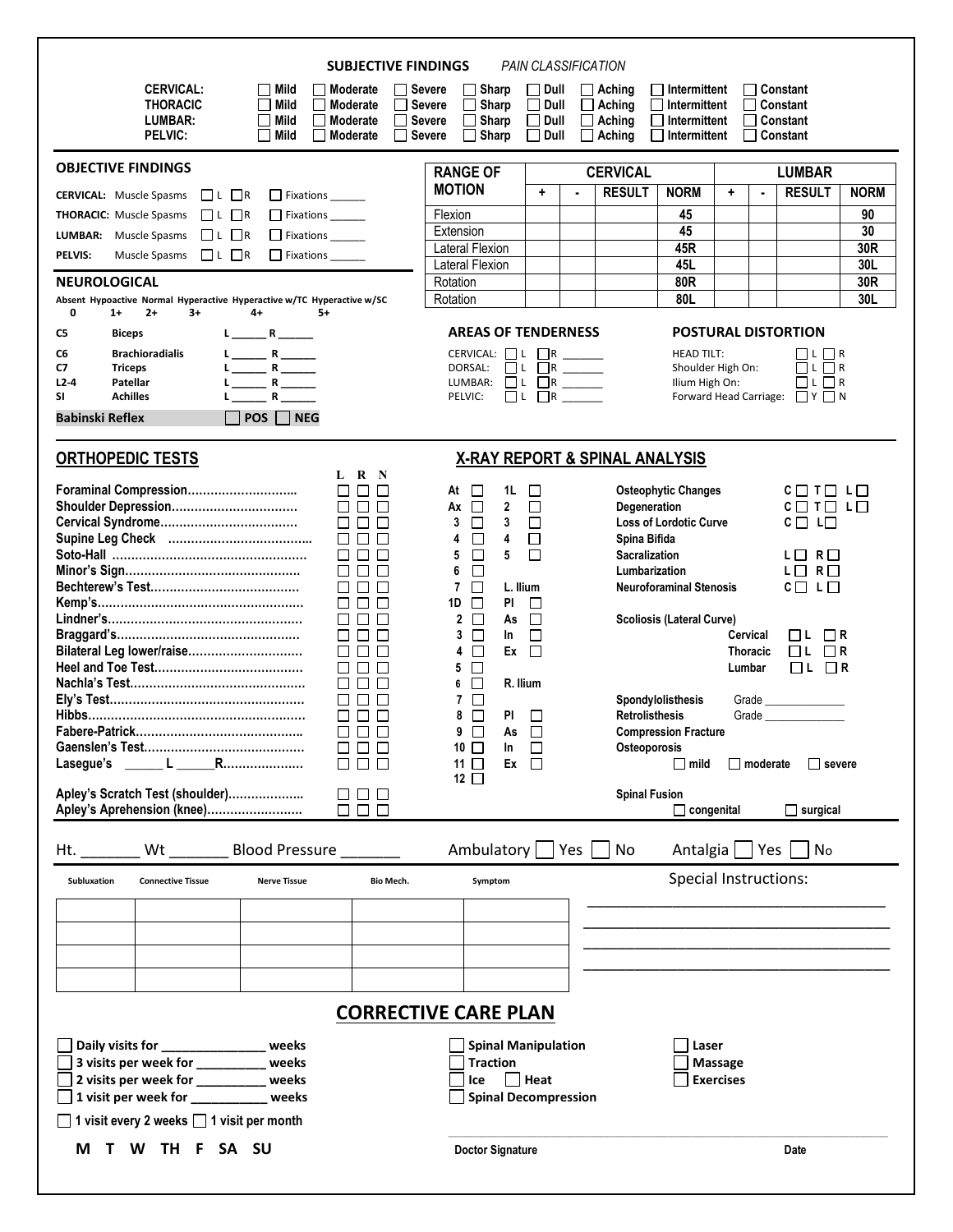## SUBJECTIVE FINDINGS *PAIN CLASSIFICATION*

| | | | | | | | | |
|---|---|---|---|---|---|---|---|---|
| **CERVICAL:** | ☐ Mild | ☐ Moderate | ☐ Severe | ☐ Sharp | ☐ Dull | ☐ Aching | ☐ Intermittent | ☐ Constant |
| **THORACIC** | ☐ Mild | ☐ Moderate | ☐ Severe | ☐ Sharp | ☐ Dull | ☐ Aching | ☐ Intermittent | ☐ Constant |
| **LUMBAR:** | ☐ Mild | ☐ Moderate | ☐ Severe | ☐ Sharp | ☐ Dull | ☐ Aching | ☐ Intermittent | ☐ Constant |
| **PELVIC:** | ☐ Mild | ☐ Moderate | ☐ Severe | ☐ Sharp | ☐ Dull | ☐ Aching | ☐ Intermittent | ☐ Constant |

## OBJECTIVE FINDINGS

**CERVICAL:** Muscle Spasms ☐ L ☐ R ☐ Fixations ______
**THORACIC:** Muscle Spasms ☐ L ☐ R ☐ Fixations ______
**LUMBAR:** Muscle Spasms ☐ L ☐ R ☐ Fixations ______
**PELVIS:** Muscle Spasms ☐ L ☐ R ☐ Fixations ______

| RANGE OF MOTION | CERVICAL + | CERVICAL - | CERVICAL RESULT | CERVICAL NORM | LUMBAR + | LUMBAR - | LUMBAR RESULT | LUMBAR NORM |
|---|---|---|---|---|---|---|---|---|
| Flexion | | | | 45 | | | | 90 |
| Extension | | | | 45 | | | | 30 |
| Lateral Flexion | | | | 45R | | | | 30R |
| Lateral Flexion | | | | 45L | | | | 30L |
| Rotation | | | | 80R | | | | 30R |
| Rotation | | | | 80L | | | | 30L |

## NEUROLOGICAL

**Absent** 0 **Hypoactive** 1+ **Normal** 2+ **Hyperactive** 3+ **Hyperactive w/TC** 4+ **Hyperactive w/SC** 5+

| | | |
|---|---|---|
| **C5** | **Biceps** | L ______ R ______ |
| **C6** | **Brachioradialis** | L ______ R ______ |
| **C7** | **Triceps** | L ______ R ______ |
| **L2-4** | **Patellar** | L ______ R ______ |
| **SI** | **Achilles** | L ______ R ______ |

**Babinski Reflex** ☐ POS ☐ NEG

### AREAS OF TENDERNESS

CERVICAL: ☐ L ☐ R _______
DORSAL: ☐ L ☐ R _______
LUMBAR: ☐ L ☐ R _______
PELVIC: ☐ L ☐ R _______

### POSTURAL DISTORTION

HEAD TILT: ☐ L ☐ R
Shoulder High On: ☐ L ☐ R
Ilium High On: ☐ L ☐ R
Forward Head Carriage: ☐ Y ☐ N

## ORTHOPEDIC TESTS

| | L | R | N |
|---|---|---|---|
| **Foraminal Compression** | ☐ | ☐ | ☐ |
| **Shoulder Depression** | ☐ | ☐ | ☐ |
| **Cervical Syndrome** | ☐ | ☐ | ☐ |
| **Supine Leg Check** | ☐ | ☐ | ☐ |
| **Soto-Hall** | ☐ | ☐ | ☐ |
| **Minor's Sign** | ☐ | ☐ | ☐ |
| **Bechterew's Test** | ☐ | ☐ | ☐ |
| **Kemp's** | ☐ | ☐ | ☐ |
| **Lindner's** | ☐ | ☐ | ☐ |
| **Braggard's** | ☐ | ☐ | ☐ |
| **Bilateral Leg lower/raise** | ☐ | ☐ | ☐ |
| **Heel and Toe Test** | ☐ | ☐ | ☐ |
| **Nachla's Test** | ☐ | ☐ | ☐ |
| **Ely's Test** | ☐ | ☐ | ☐ |
| **Hibbs** | ☐ | ☐ | ☐ |
| **Fabere-Patrick** | ☐ | ☐ | ☐ |
| **Gaenslen's Test** | ☐ | ☐ | ☐ |
| **Lasegue's** ______ **L** ______ **R** | ☐ | ☐ | ☐ |
| **Apley's Scratch Test (shoulder)** | ☐ | ☐ | ☐ |
| **Apley's Aprehension (knee)** | ☐ | ☐ | ☐ |

## X-RAY REPORT & SPINAL ANALYSIS

| | | | |
|---|---|---|---|
| At ☐ | 1L ☐ | **Osteophytic Changes** | C ☐ T ☐ L ☐ |
| Ax ☐ | 2 ☐ | **Degeneration** | C ☐ T ☐ L ☐ |
| 3 ☐ | 3 ☐ | **Loss of Lordotic Curve** | C ☐ L ☐ |
| 4 ☐ | 4 ☐ | **Spina Bifida** | |
| 5 ☐ | 5 ☐ | **Sacralization** | L ☐ R ☐ |
| 6 ☐ | | **Lumbarization** | L ☐ R ☐ |
| 7 ☐ | **L. Ilium** | **Neuroforaminal Stenosis** | C ☐ L ☐ |
| 1D ☐ | PI ☐ | | |
| 2 ☐ | As ☐ | **Scoliosis (Lateral Curve)** | |
| 3 ☐ | In ☐ | **Cervical** | ☐ L ☐ R |
| 4 ☐ | Ex ☐ | **Thoracic** | ☐ L ☐ R |
| 5 ☐ | | **Lumbar** | ☐ L ☐ R |
| 6 ☐ | **R. Ilium** | | |
| 7 ☐ | | **Spondylolisthesis** | Grade ______________ |
| 8 ☐ | PI ☐ | **Retrolisthesis** | Grade ______________ |
| 9 ☐ | As ☐ | **Compression Fracture** | |
| 10 ☐ | In ☐ | **Osteoporosis** | |
| 11 ☐ | Ex ☐ | ☐ **mild** ☐ **moderate** | ☐ **severe** |
| 12 ☐ | | | |
| | | **Spinal Fusion** | |
| | | ☐ **congenital** | ☐ **surgical** |

Ht. _______ Wt _______ Blood Pressure _______ Ambulatory ☐ Yes ☐ No Antalgia ☐ Yes ☐ No

| Subluxation | Connective Tissue | Nerve Tissue | Bio Mech. | Symptom |
|---|---|---|---|---|
| | | | | |
| | | | | |
| | | | | |
| | | | | |

Special Instructions:
_______________________________________
_______________________________________
_______________________________________
_______________________________________

## CORRECTIVE CARE PLAN

☐ **Daily visits for** _______________ **weeks**
☐ **3 visits per week for** __________ **weeks**
☐ **2 visits per week for** __________ **weeks**
☐ **1 visit per week for** ___________ **weeks**
☐ **1 visit every 2 weeks** ☐ **1 visit per month**

**M T W TH F SA SU**

☐ **Spinal Manipulation**
☐ **Traction**
☐ **Ice** ☐ **Heat**
☐ **Spinal Decompression**

☐ **Laser**
☐ **Massage**
☐ **Exercises**

**Doctor Signature** **Date**